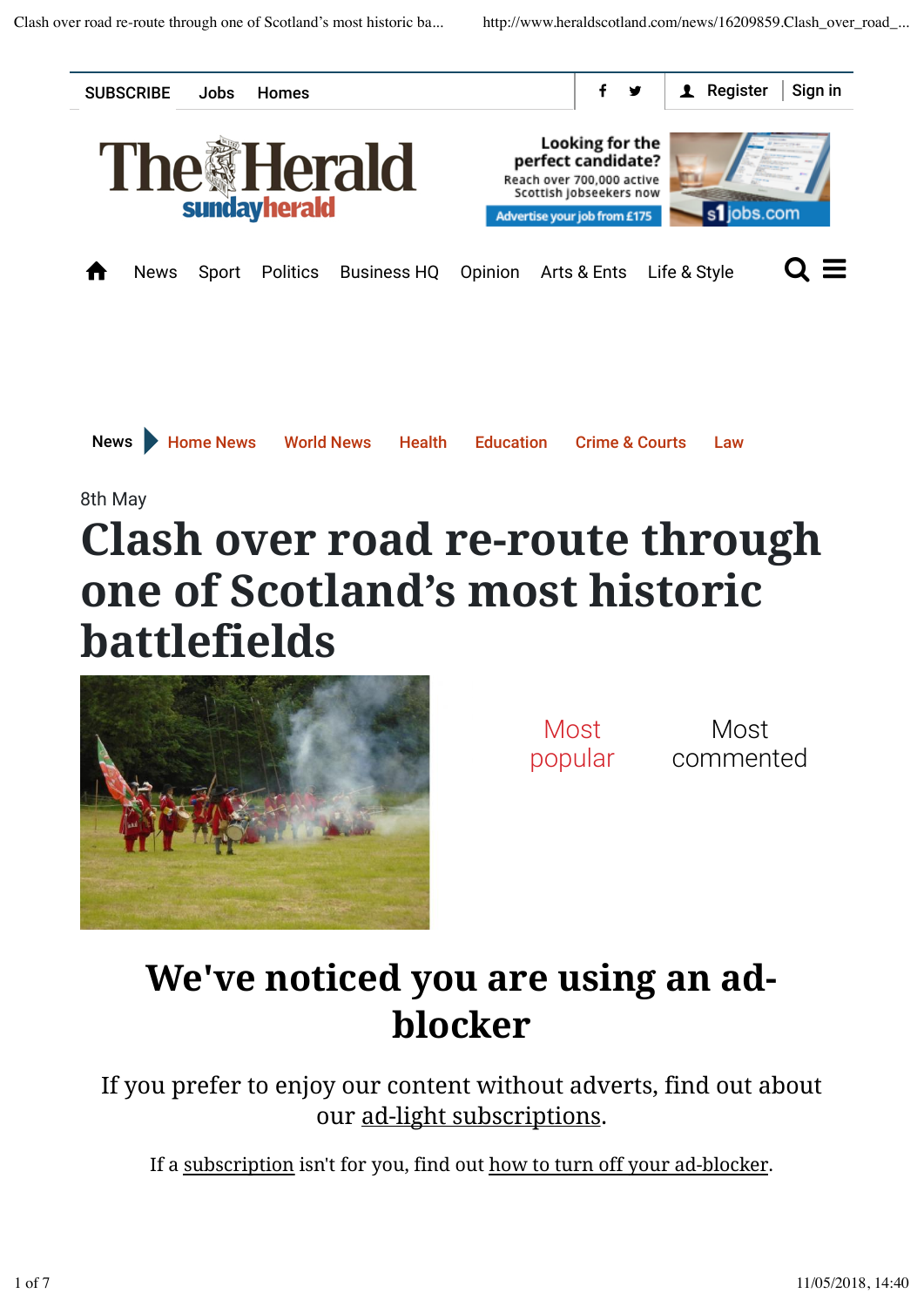SUBSCRIBE Jobs Homes

Register | Sign in

News Sport Politics Business HQ Opinion Arts & Ents Life & Style

News Home News World News Health Education Crime & Courts Law

8th May

# Clash over road re-route through one of Scotland's most historic battlefields

Most popular Most commented

## We've noticed you are using an ad-blocker

If you prefer to enjoy our content without adverts, find out about our ad-light subscriptions.

If a subscription isn't for you, find out how to turn off your ad-blocker.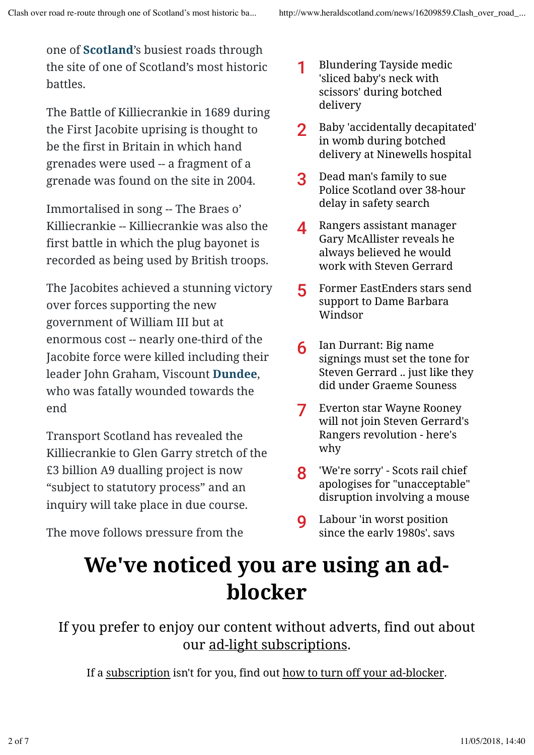one of **Scotland**'s busiest roads through the site of one of Scotland's most historic battles.

The Battle of Killiecrankie in 1689 during the First Jacobite uprising is thought to be the first in Britain in which hand grenades were used -- a fragment of a grenade was found on the site in 2004.

Immortalised in song -- The Braes o' Killiecrankie -- Killiecrankie was also the first battle in which the plug bayonet is recorded as being used by British troops.

The Jacobites achieved a stunning victory over forces supporting the new government of William III but at enormous cost -- nearly one-third of the Jacobite force were killed including their leader John Graham, Viscount **Dundee**, who was fatally wounded towards the end

Transport Scotland has revealed the Killiecrankie to Glen Garry stretch of the £3 billion A9 dualling project is now "subject to statutory process" and an inquiry will take place in due course.

The move follows pressure from the

1. Blundering Tayside medic 'sliced baby's neck with scissors' during botched delivery
2. Baby 'accidentally decapitated' in womb during botched delivery at Ninewells hospital
3. Dead man's family to sue Police Scotland over 38-hour delay in safety search
4. Rangers assistant manager Gary McAllister reveals he always believed he would work with Steven Gerrard
5. Former EastEnders stars send support to Dame Barbara Windsor
6. Ian Durrant: Big name signings must set the tone for Steven Gerrard .. just like they did under Graeme Souness
7. Everton star Wayne Rooney will not join Steven Gerrard's Rangers revolution - here's why
8. 'We're sorry' - Scots rail chief apologises for "unacceptable" disruption involving a mouse
9. Labour 'in worst position since the early 1980s', says

# We've noticed you are using an ad-blocker

If you prefer to enjoy our content without adverts, find out about our ad-light subscriptions.

If a subscription isn't for you, find out how to turn off your ad-blocker.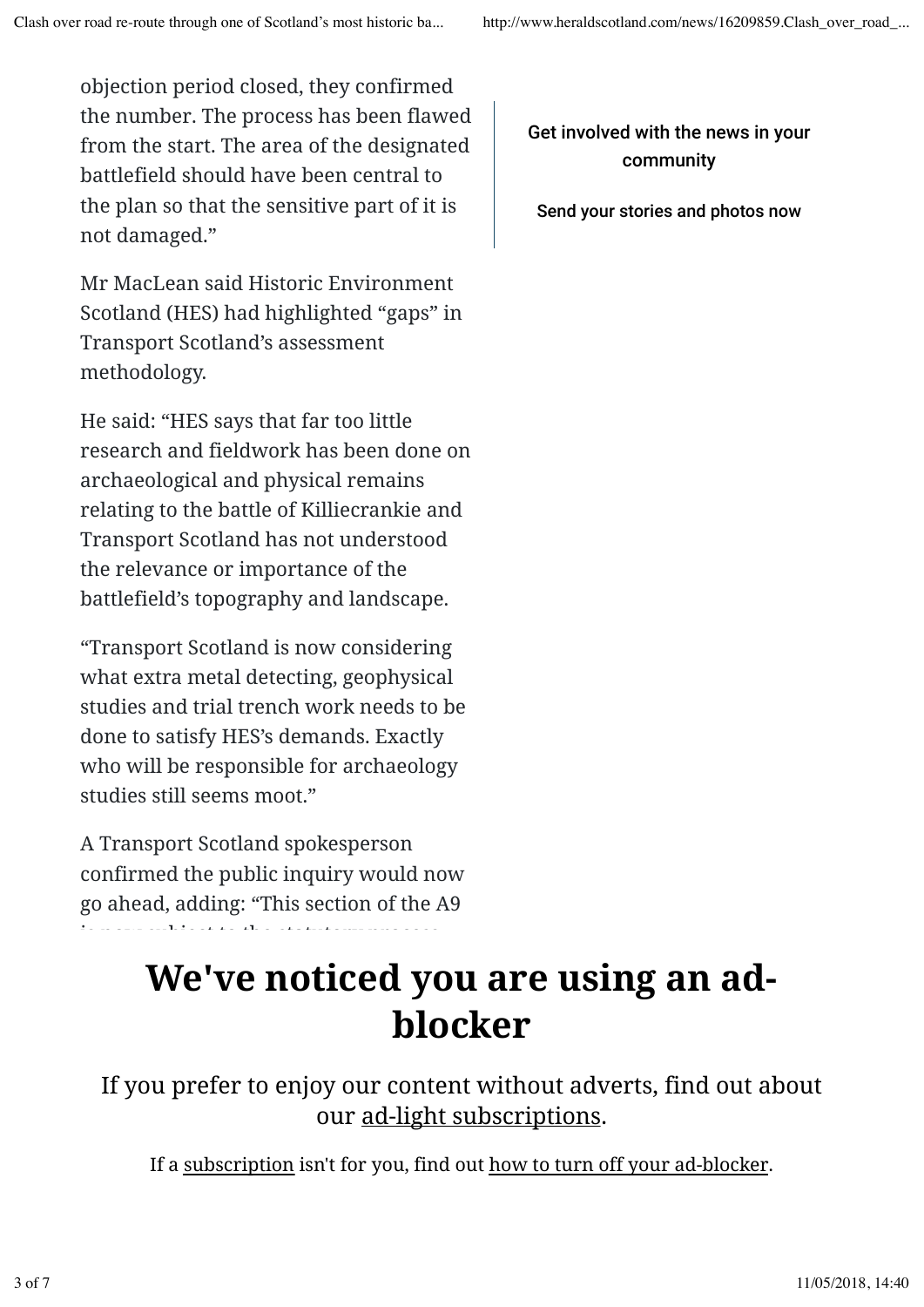objection period closed, they confirmed the number. The process has been flawed from the start. The area of the designated battlefield should have been central to the plan so that the sensitive part of it is not damaged."

Mr MacLean said Historic Environment Scotland (HES) had highlighted "gaps" in Transport Scotland's assessment methodology.

He said: "HES says that far too little research and fieldwork has been done on archaeological and physical remains relating to the battle of Killiecrankie and Transport Scotland has not understood the relevance or importance of the battlefield's topography and landscape.

"Transport Scotland is now considering what extra metal detecting, geophysical studies and trial trench work needs to be done to satisfy HES's demands. Exactly who will be responsible for archaeology studies still seems moot."

A Transport Scotland spokesperson confirmed the public inquiry would now go ahead, adding: "This section of the A9

Get involved with the news in your community

Send your stories and photos now

# We've noticed you are using an ad-blocker

If you prefer to enjoy our content without adverts, find out about our ad-light subscriptions.

If a subscription isn't for you, find out how to turn off your ad-blocker.